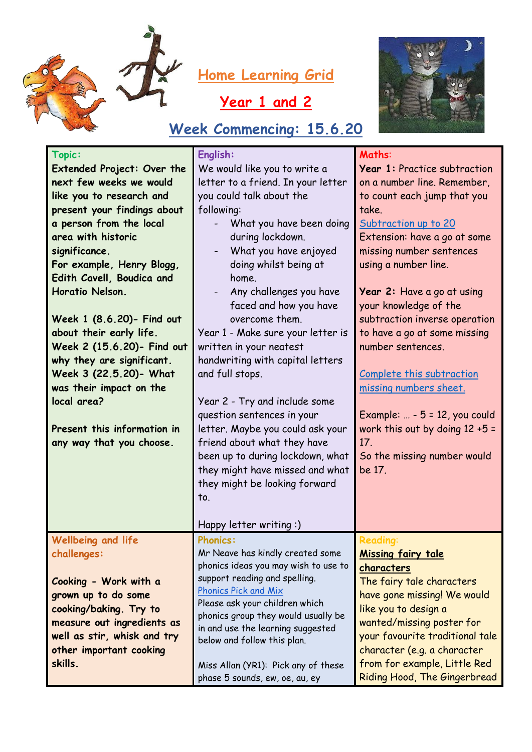# Home Learning Grid

## Year 1 and 2

## Week Commencing: 15.6.20

| **Topic:** | **English:** | **Maths:** |
|---|---|---|
| **Extended Project: Over the next few weeks we would like you to research and present your findings about a person from the local area with historic significance.**<br>**For example, Henry Blogg, Edith Cavell, Boudica and Horatio Nelson.**<br><br>**Week 1 (8.6.20)- Find out about their early life.**<br>**Week 2 (15.6.20)- Find out why they are significant.**<br>**Week 3 (22.5.20)- What was their impact on the local area?**<br><br>**Present this information in any way that you choose.** | We would like you to write a letter to a friend. In your letter you could talk about the following:<br>- What you have been doing during lockdown.<br>- What you have enjoyed doing whilst being at home.<br>- Any challenges you have faced and how you have overcome them.<br><br>Year 1 - Make sure your letter is written in your neatest handwriting with capital letters and full stops.<br><br>Year 2 - Try and include some question sentences in your letter. Maybe you could ask your friend about what they have been up to during lockdown, what they might have missed and what they might be looking forward to.<br><br>Happy letter writing :) | **Year 1:** Practice subtraction on a number line. Remember, to count each jump that you take.<br>Subtraction up to 20<br>Extension: have a go at some missing number sentences using a number line.<br><br>**Year 2:** Have a go at using your knowledge of the subtraction inverse operation to have a go at some missing number sentences.<br><br>Complete this subtraction missing numbers sheet.<br><br>Example: … - 5 = 12, you could work this out by doing 12 +5 = 17.<br>So the missing number would be 17. |
| **Wellbeing and life challenges:** | **Phonics:** | **Reading:** |
| **Cooking - Work with a grown up to do some cooking/baking. Try to measure out ingredients as well as stir, whisk and try other important cooking skills.** | Mr Neave has kindly created some phonics ideas you may wish to use to support reading and spelling.<br>Phonics Pick and Mix<br>Please ask your children which phonics group they would usually be in and use the learning suggested below and follow this plan.<br><br>Miss Allan (YR1): Pick any of these phase 5 sounds, ew, oe, au, ey | **Missing fairy tale characters**<br>The fairy tale characters have gone missing! We would like you to design a wanted/missing poster for your favourite traditional tale character (e.g. a character from for example, Little Red Riding Hood, The Gingerbread |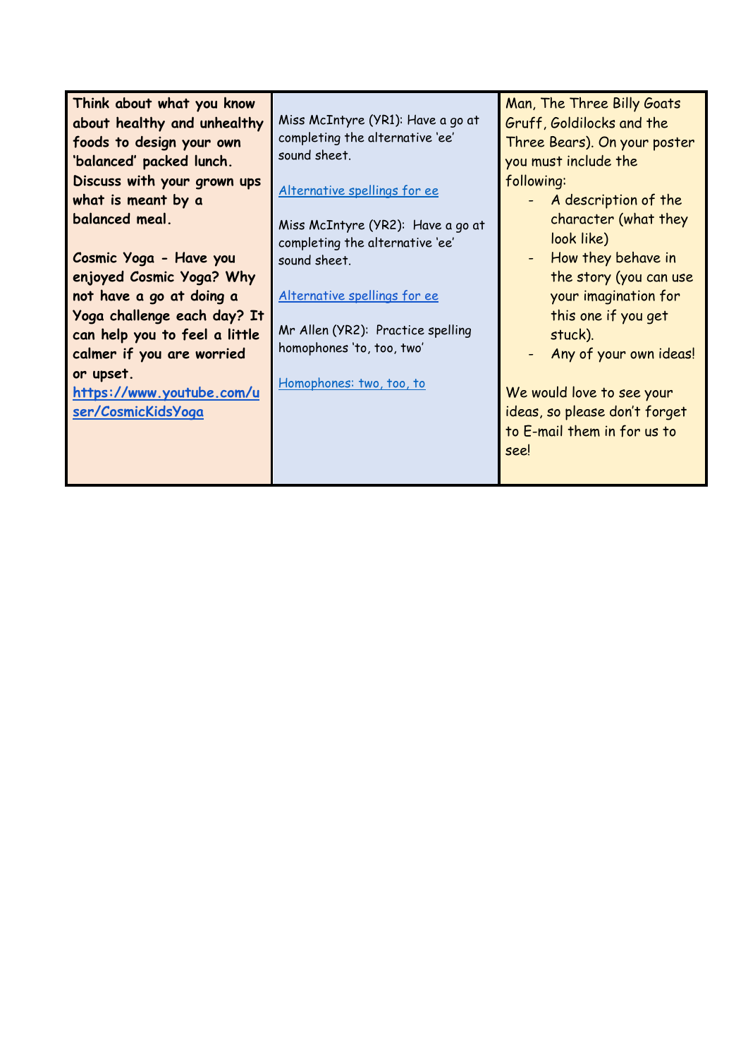| | | |
|---|---|---|
| **Think about what you know about healthy and unhealthy foods to design your own 'balanced' packed lunch. Discuss with your grown ups what is meant by a balanced meal.**<br><br>**Cosmic Yoga - Have you enjoyed Cosmic Yoga? Why not have a go at doing a Yoga challenge each day? It can help you to feel a little calmer if you are worried or upset.**<br>**https://www.youtube.com/user/CosmicKidsYoga** | Miss McIntyre (YR1): Have a go at completing the alternative 'ee' sound sheet.<br><br>Alternative spellings for ee<br><br>Miss McIntyre (YR2): Have a go at completing the alternative 'ee' sound sheet.<br><br>Alternative spellings for ee<br><br>Mr Allen (YR2): Practice spelling homophones 'to, too, two'<br><br>Homophones: two, too, to | Man, The Three Billy Goats Gruff, Goldilocks and the Three Bears). On your poster you must include the following:<br>- A description of the character (what they look like)<br>- How they behave in the story (you can use your imagination for this one if you get stuck).<br>- Any of your own ideas!<br><br>We would love to see your ideas, so please don't forget to E-mail them in for us to see! |